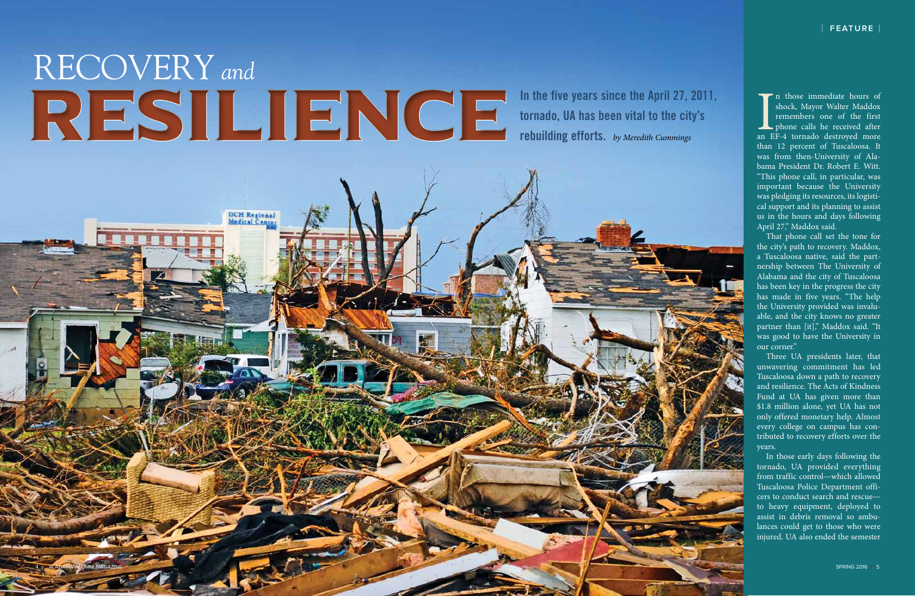# RECOVERY *and* RESILIENCE

**In the five years since the April 27, 2011, tornado, UA has been vital to the city's rebuilding efforts.** *by Meredith Cummings*

In those immediate hours of shock, Mayor Walter Maddox remembers one of the first phone calls he received after an EF-4 tornado destroyed more than 12 percent of Tuscaloosa. It was from then-University of Alabama President Dr. Robert E. Witt. "This phone call, in particular, was important because the University was pledging its resources, its logistical support and its planning to assist us in the hours and days following April 27," Maddox said.

That phone call set the tone for the city's path to recovery. Maddox, a Tuscaloosa native, said the partnership between The University of Alabama and the city of Tuscaloosa has been key in the progress the city has made in five years. "The help the University provided was invaluable, and the city knows no greater partner than [it]," Maddox said. "It was good to have the University in our corner."

Three UA presidents later, that unwavering commitment has led Tuscaloosa down a path to recovery and resilience. The Acts of Kindness Fund at UA has given more than $1.8 million alone, yet UA has not only offered monetary help. Almost every college on campus has contributed to recovery efforts over the years.

In those early days following the tornado, UA provided everything from traffic control—which allowed Tuscaloosa Police Department officers to conduct search and rescue—to heavy equipment, deployed to assist in debris removal so ambulances could get to those who were injured. UA also ended the semester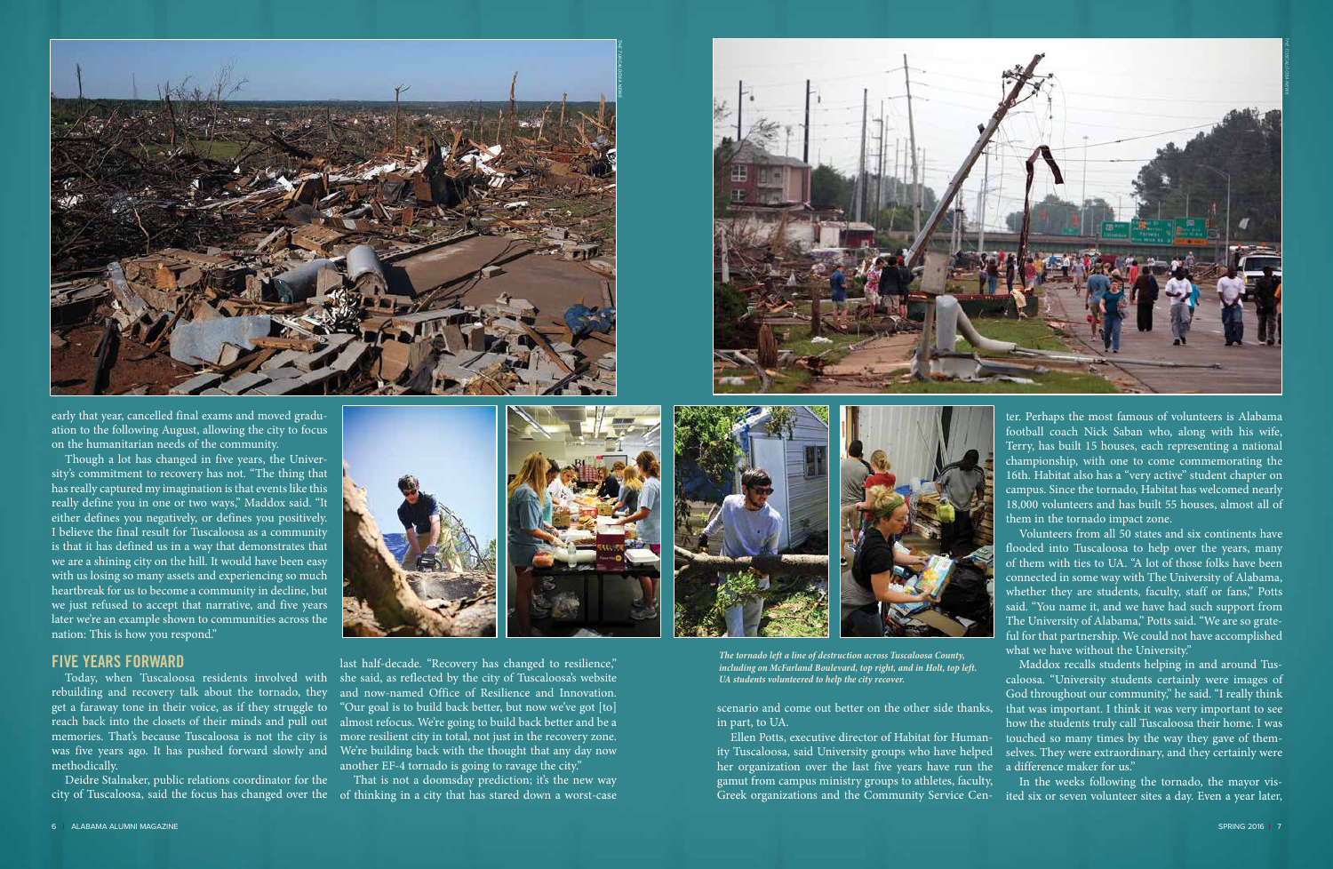early that year, cancelled final exams and moved graduation to the following August, allowing the city to focus on the humanitarian needs of the community.

Though a lot has changed in five years, the University's commitment to recovery has not. "The thing that has really captured my imagination is that events like this really define you in one or two ways," Maddox said. "It either defines you negatively, or defines you positively. I believe the final result for Tuscaloosa as a community is that it has defined us in a way that demonstrates that we are a shining city on the hill. It would have been easy with us losing so many assets and experiencing so much heartbreak for us to become a community in decline, but we just refused to accept that narrative, and five years later we're an example shown to communities across the nation: This is how you respond."

## FIVE YEARS FORWARD

Today, when Tuscaloosa residents involved with rebuilding and recovery talk about the tornado, they get a faraway tone in their voice, as if they struggle to reach back into the closets of their minds and pull out memories. That's because Tuscaloosa is not the city is was five years ago. It has pushed forward slowly and methodically.

Deidre Stalnaker, public relations coordinator for the city of Tuscaloosa, said the focus has changed over the last half-decade. "Recovery has changed to resilience," she said, as reflected by the city of Tuscaloosa's website and now-named Office of Resilience and Innovation. "Our goal is to build back better, but now we've got [to] almost refocus. We're going to build back better and be a more resilient city in total, not just in the recovery zone. We're building back with the thought that any day now another EF-4 tornado is going to ravage the city."

That is not a doomsday prediction; it's the new way of thinking in a city that has stared down a worst-case scenario and come out better on the other side thanks, in part, to UA.

*The tornado left a line of destruction across Tuscaloosa County, including on McFarland Boulevard, top right, and in Holt, top left. UA students volunteered to help the city recover.*

Ellen Potts, executive director of Habitat for Humanity Tuscaloosa, said University groups who have helped her organization over the last five years have run the gamut from campus ministry groups to athletes, faculty, Greek organizations and the Community Service Center. Perhaps the most famous of volunteers is Alabama football coach Nick Saban who, along with his wife, Terry, has built 15 houses, each representing a national championship, with one to come commemorating the 16th. Habitat also has a "very active" student chapter on campus. Since the tornado, Habitat has welcomed nearly 18,000 volunteers and has built 55 houses, almost all of them in the tornado impact zone.

Volunteers from all 50 states and six continents have flooded into Tuscaloosa to help over the years, many of them with ties to UA. "A lot of those folks have been connected in some way with The University of Alabama, whether they are students, faculty, staff or fans," Potts said. "You name it, and we have had such support from The University of Alabama," Potts said. "We are so grateful for that partnership. We could not have accomplished what we have without the University."

Maddox recalls students helping in and around Tuscaloosa. "University students certainly were images of God throughout our community," he said. "I really think that was important. I think it was very important to see how the students truly call Tuscaloosa their home. I was touched so many times by the way they gave of themselves. They were extraordinary, and they certainly were a difference maker for us."

In the weeks following the tornado, the mayor visited six or seven volunteer sites a day. Even a year later,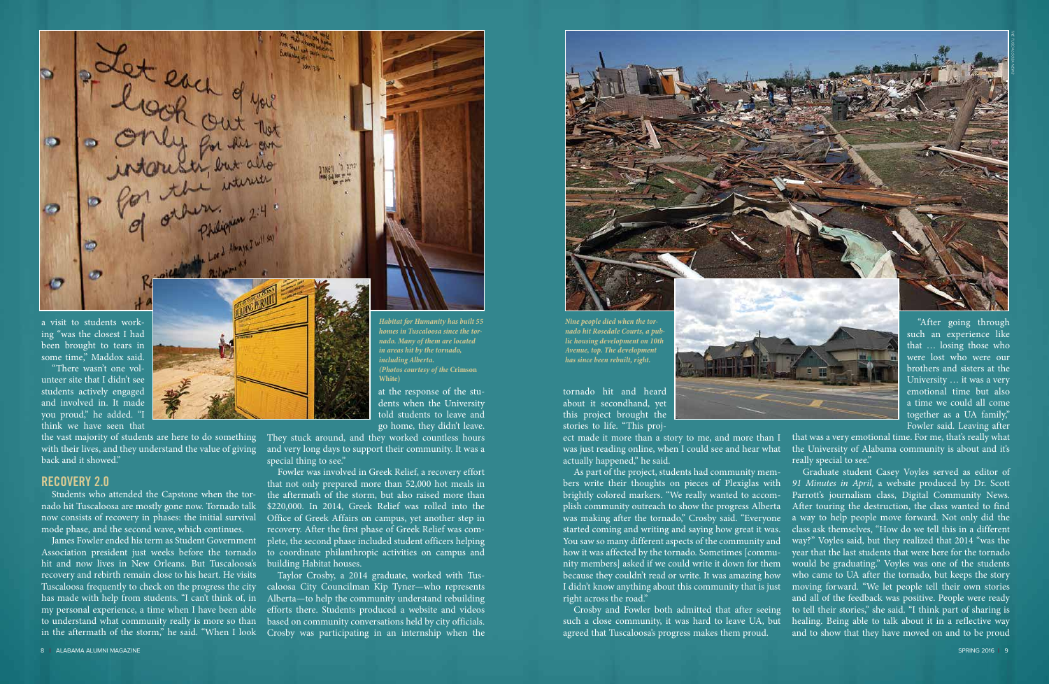a visit to students working "was the closest I had been brought to tears in some time," Maddox said. "There wasn't one volunteer site that I didn't see students actively engaged and involved in. It made you proud," he added. "I think we have seen that the vast majority of students are here to do something with their lives, and they understand the value of giving back and it showed."

*Habitat for Humanity has built 55 homes in Tuscaloosa since the tornado. Many of them are located in areas hit by the tornado, including Alberta. (Photos courtesy of the* Crimson White*)*

## RECOVERY 2.0

Students who attended the Capstone when the tornado hit Tuscaloosa are mostly gone now. Tornado talk now consists of recovery in phases: the initial survival mode phase, and the second wave, which continues.

James Fowler ended his term as Student Government Association president just weeks before the tornado hit and now lives in New Orleans. But Tuscaloosa's recovery and rebirth remain close to his heart. He visits Tuscaloosa frequently to check on the progress the city has made with help from students. "I can't think of, in my personal experience, a time when I have been able to understand what community really is more so than in the aftermath of the storm," he said. "When I look at the response of the students when the University told students to leave and go home, they didn't leave. They stuck around, and they worked countless hours and very long days to support their community. It was a special thing to see."

Fowler was involved in Greek Relief, a recovery effort that not only prepared more than 52,000 hot meals in the aftermath of the storm, but also raised more than $220,000. In 2014, Greek Relief was rolled into the Office of Greek Affairs on campus, yet another step in recovery. After the first phase of Greek Relief was complete, the second phase included student officers helping to coordinate philanthropic activities on campus and building Habitat houses.

Taylor Crosby, a 2014 graduate, worked with Tuscaloosa City Councilman Kip Tyner—who represents Alberta—to help the community understand rebuilding efforts there. Students produced a website and videos based on community conversations held by city officials. Crosby was participating in an internship when the tornado hit and heard about it secondhand, yet this project brought the stories to life. "This project made it more than a story to me, and more than I was just reading online, when I could see and hear what actually happened," he said.

*Nine people died when the tornado hit Rosedale Courts, a public housing development on 10th Avenue, top. The development has since been rebuilt, right.*

As part of the project, students had community members write their thoughts on pieces of Plexiglas with brightly colored markers. "We really wanted to accomplish community outreach to show the progress Alberta was making after the tornado," Crosby said. "Everyone started coming and writing and saying how great it was. You saw so many different aspects of the community and how it was affected by the tornado. Sometimes [community members] asked if we could write it down for them because they couldn't read or write. It was amazing how I didn't know anything about this community that is just right across the road."

Crosby and Fowler both admitted that after seeing such a close community, it was hard to leave UA, but agreed that Tuscaloosa's progress makes them proud.

"After going through such an experience like that … losing those who were lost who were our brothers and sisters at the University … it was a very emotional time but also a time we could all come together as a UA family," Fowler said. Leaving after that was a very emotional time. For me, that's really what the University of Alabama community is about and it's really special to see."

Graduate student Casey Voyles served as editor of *91 Minutes in April*, a website produced by Dr. Scott Parrott's journalism class, Digital Community News. After touring the destruction, the class wanted to find a way to help people move forward. Not only did the class ask themselves, "How do we tell this in a different way?" Voyles said, but they realized that 2014 "was the year that the last students that were here for the tornado would be graduating." Voyles was one of the students who came to UA after the tornado, but keeps the story moving forward. "We let people tell their own stories and all of the feedback was positive. People were ready to tell their stories," she said. "I think part of sharing is healing. Being able to talk about it in a reflective way and to show that they have moved on and to be proud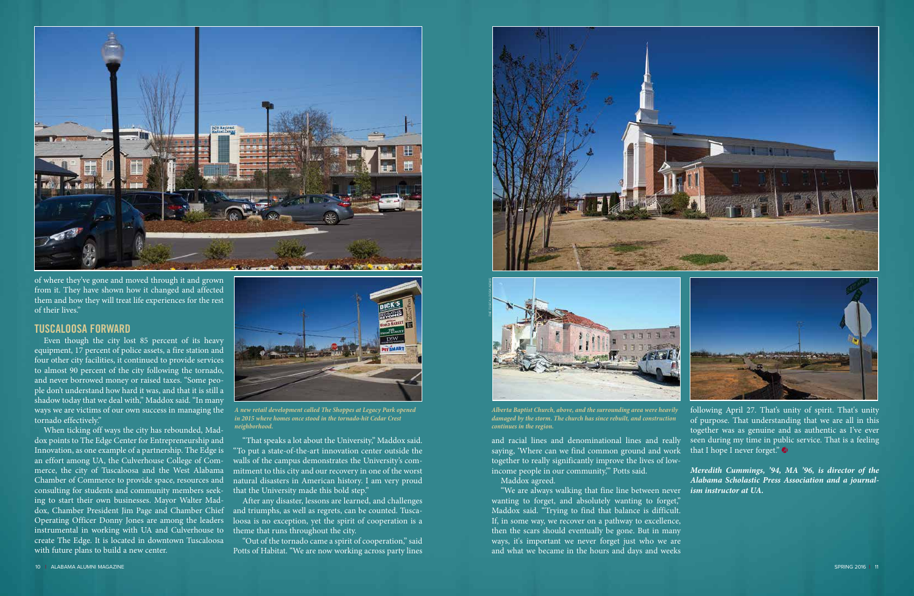of where they've gone and moved through it and grown from it. They have shown how it changed and affected them and how they will treat life experiences for the rest of their lives."

## TUSCALOOSA FORWARD

Even though the city lost 85 percent of its heavy equipment, 17 percent of police assets, a fire station and four other city facilities, it continued to provide services to almost 90 percent of the city following the tornado, and never borrowed money or raised taxes. "Some people don't understand how hard it was, and that it is still a shadow today that we deal with," Maddox said. "In many ways we are victims of our own success in managing the tornado effectively."

When ticking off ways the city has rebounded, Maddox points to The Edge Center for Entrepreneurship and Innovation, as one example of a partnership. The Edge is an effort among UA, the Culverhouse College of Commerce, the city of Tuscaloosa and the West Alabama Chamber of Commerce to provide space, resources and consulting for students and community members seeking to start their own businesses. Mayor Walter Maddox, Chamber President Jim Page and Chamber Chief Operating Officer Donny Jones are among the leaders instrumental in working with UA and Culverhouse to create The Edge. It is located in downtown Tuscaloosa with future plans to build a new center.

*A new retail development called The Shoppes at Legacy Park opened in 2015 where homes once stood in the tornado-hit Cedar Crest neighborhood.*

"That speaks a lot about the University," Maddox said. "To put a state-of-the-art innovation center outside the walls of the campus demonstrates the University's commitment to this city and our recovery in one of the worst natural disasters in American history. I am very proud that the University made this bold step."

After any disaster, lessons are learned, and challenges and triumphs, as well as regrets, can be counted. Tuscaloosa is no exception, yet the spirit of cooperation is a theme that runs throughout the city.

"Out of the tornado came a spirit of cooperation," said Potts of Habitat. "We are now working across party lines and racial lines and denominational lines and really saying, 'Where can we find common ground and work together to really significantly improve the lives of low-income people in our community,'" Potts said.

*Alberta Baptist Church, above, and the surrounding area were heavily damaged by the storm. The church has since rebuilt, and construction continues in the region.*

Maddox agreed.

"We are always walking that fine line between never wanting to forget, and absolutely wanting to forget," Maddox said. "Trying to find that balance is difficult. If, in some way, we recover on a pathway to excellence, then the scars should eventually be gone. But in many ways, it's important we never forget just who we are and what we became in the hours and days and weeks following April 27. That's unity of spirit. That's unity of purpose. That understanding that we are all in this together was as genuine and as authentic as I've ever seen during my time in public service. That is a feeling that I hope I never forget."

***Meredith Cummings, '94, MA '96, is director of the Alabama Scholastic Press Association and a journalism instructor at UA.***